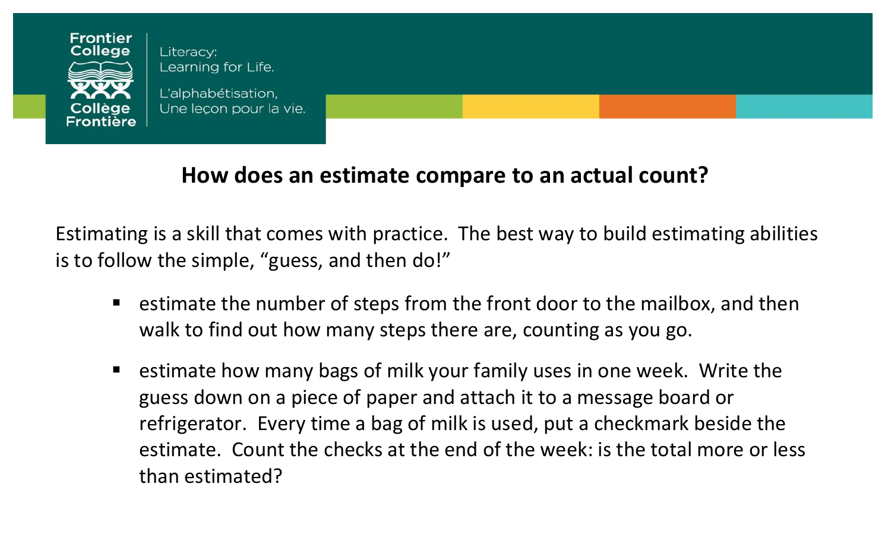Frontier College | Literacy: Learning for Life. L'alphabétisation, Une leçon pour la vie. | Collège Frontière

# How does an estimate compare to an actual count?

Estimating is a skill that comes with practice. The best way to build estimating abilities is to follow the simple, "guess, and then do!"

- estimate the number of steps from the front door to the mailbox, and then walk to find out how many steps there are, counting as you go.
- estimate how many bags of milk your family uses in one week. Write the guess down on a piece of paper and attach it to a message board or refrigerator. Every time a bag of milk is used, put a checkmark beside the estimate. Count the checks at the end of the week: is the total more or less than estimated?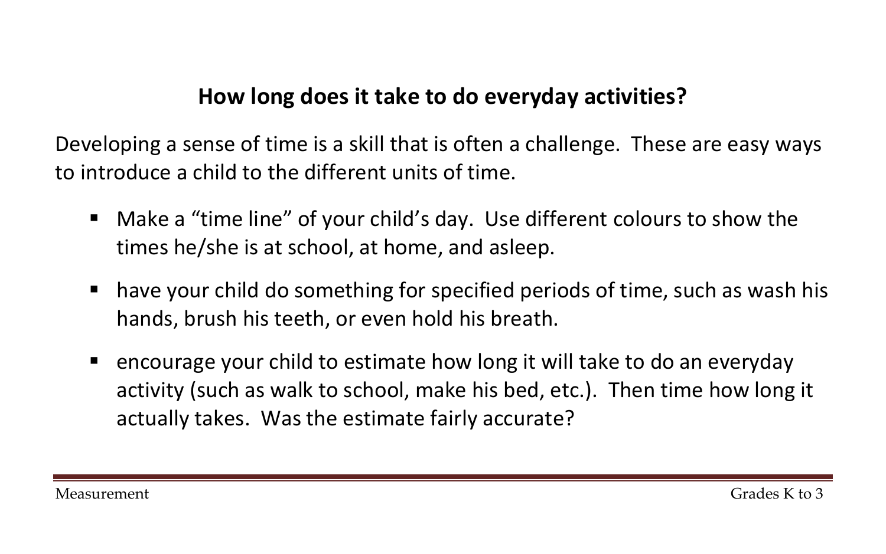## How long does it take to do everyday activities?

Developing a sense of time is a skill that is often a challenge. These are easy ways to introduce a child to the different units of time.

- Make a "time line" of your child's day. Use different colours to show the times he/she is at school, at home, and asleep.
- have your child do something for specified periods of time, such as wash his hands, brush his teeth, or even hold his breath.
- encourage your child to estimate how long it will take to do an everyday activity (such as walk to school, make his bed, etc.). Then time how long it actually takes. Was the estimate fairly accurate?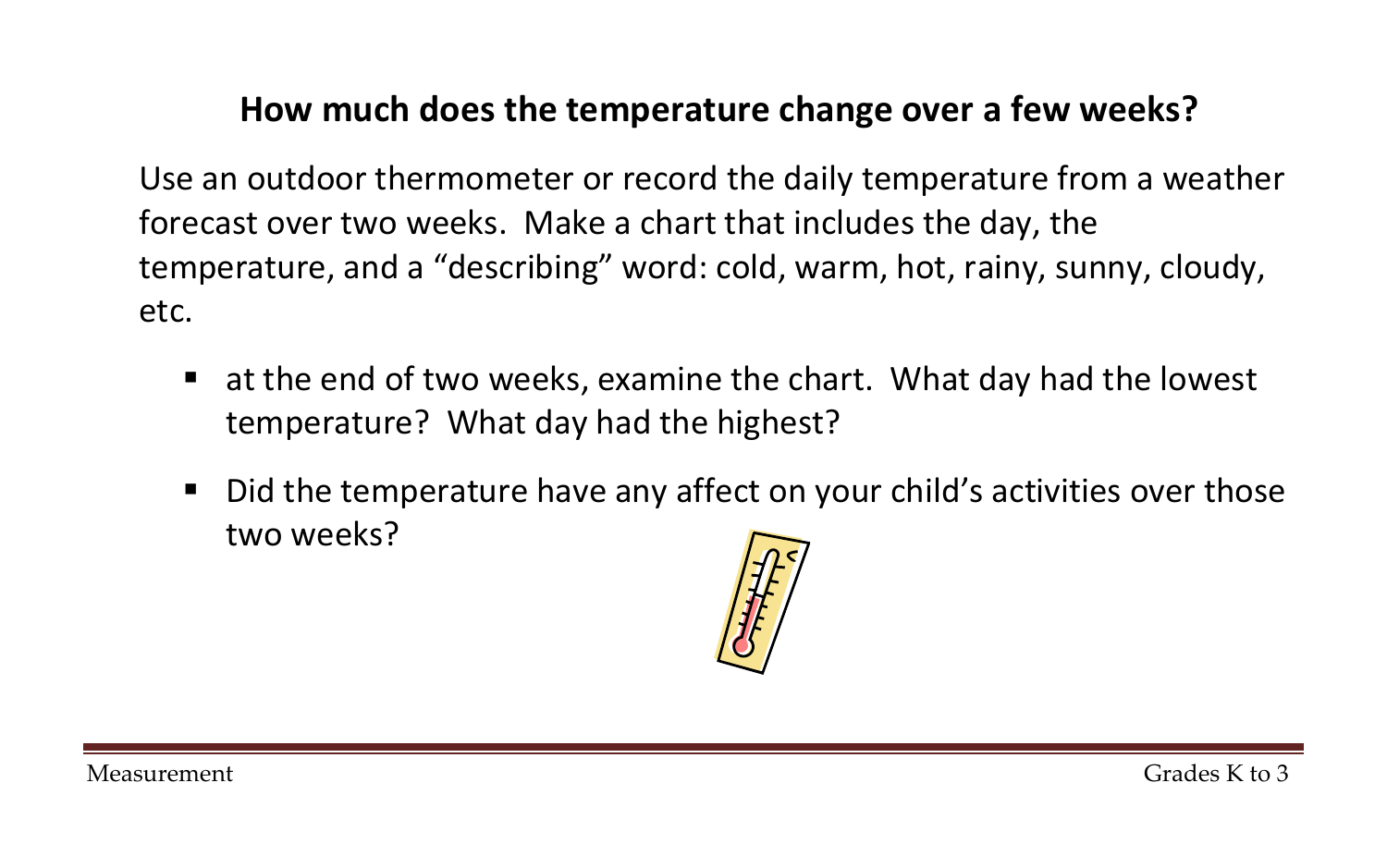## How much does the temperature change over a few weeks?

Use an outdoor thermometer or record the daily temperature from a weather forecast over two weeks. Make a chart that includes the day, the temperature, and a "describing" word: cold, warm, hot, rainy, sunny, cloudy, etc.

- at the end of two weeks, examine the chart. What day had the lowest temperature? What day had the highest?
- Did the temperature have any affect on your child's activities over those two weeks?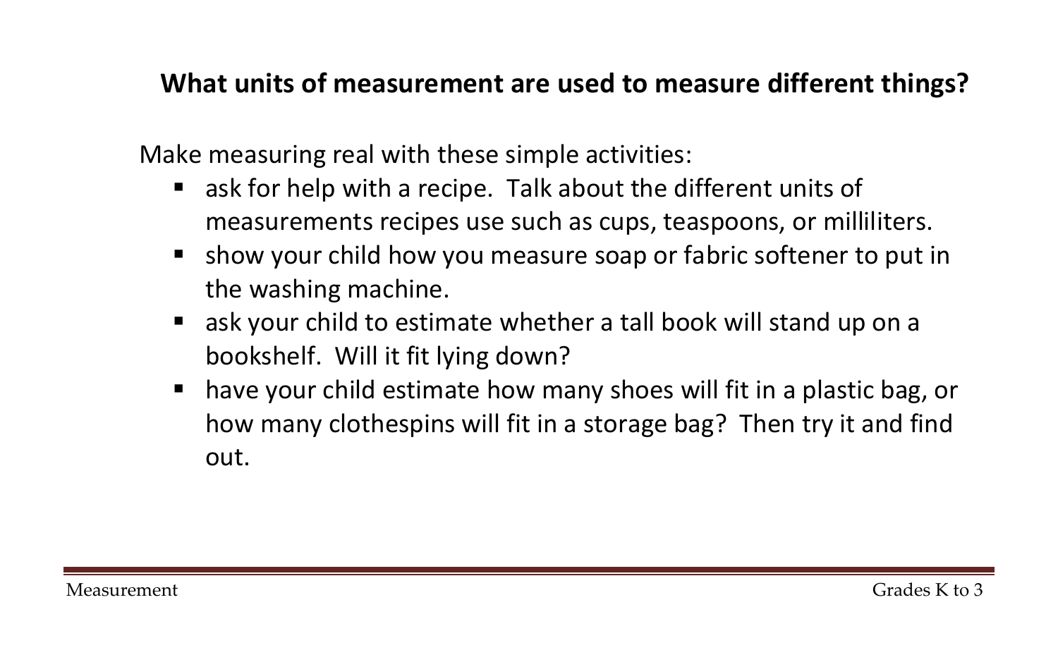## What units of measurement are used to measure different things?

Make measuring real with these simple activities:

- ask for help with a recipe. Talk about the different units of measurements recipes use such as cups, teaspoons, or milliliters.
- show your child how you measure soap or fabric softener to put in the washing machine.
- ask your child to estimate whether a tall book will stand up on a bookshelf. Will it fit lying down?
- have your child estimate how many shoes will fit in a plastic bag, or how many clothespins will fit in a storage bag? Then try it and find out.